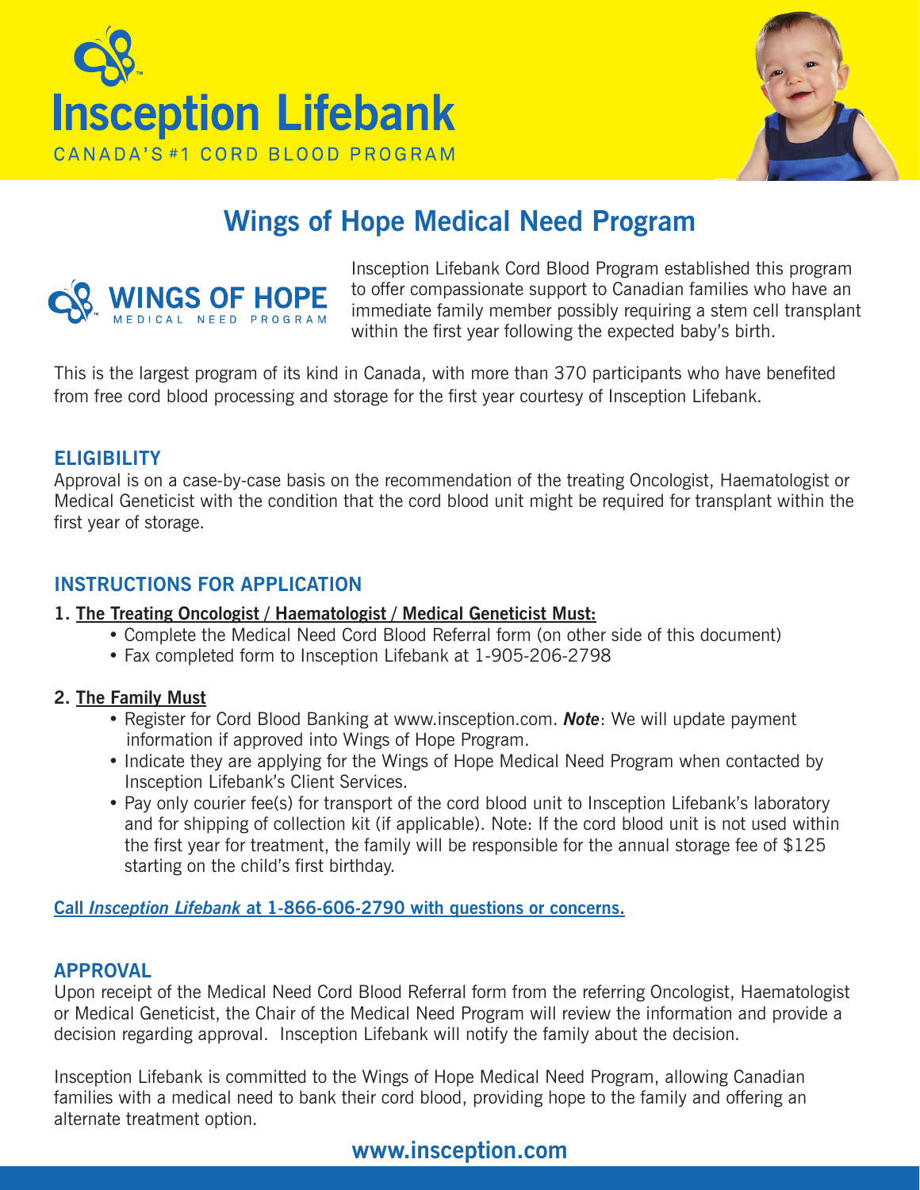# Insception Lifebank

CANADA'S #1 CORD BLOOD PROGRAM

## Wings of Hope Medical Need Program

**WINGS OF HOPE**
MEDICAL NEED PROGRAM

Insception Lifebank Cord Blood Program established this program to offer compassionate support to Canadian families who have an immediate family member possibly requiring a stem cell transplant within the first year following the expected baby's birth.

This is the largest program of its kind in Canada, with more than 370 participants who have benefited from free cord blood processing and storage for the first year courtesy of Insception Lifebank.

### ELIGIBILITY

Approval is on a case-by-case basis on the recommendation of the treating Oncologist, Haematologist or Medical Geneticist with the condition that the cord blood unit might be required for transplant within the first year of storage.

### INSTRUCTIONS FOR APPLICATION

1. **The Treating Oncologist / Haematologist / Medical Geneticist Must:**
   - Complete the Medical Need Cord Blood Referral form (on other side of this document)
   - Fax completed form to Insception Lifebank at 1-905-206-2798

2. **The Family Must**
   - Register for Cord Blood Banking at www.insception.com. ***Note***: We will update payment information if approved into Wings of Hope Program.
   - Indicate they are applying for the Wings of Hope Medical Need Program when contacted by Insception Lifebank's Client Services.
   - Pay only courier fee(s) for transport of the cord blood unit to Insception Lifebank's laboratory and for shipping of collection kit (if applicable). Note: If the cord blood unit is not used within the first year for treatment, the family will be responsible for the annual storage fee of $125 starting on the child's first birthday.

**Call *Insception Lifebank* at 1-866-606-2790 with questions or concerns.**

### APPROVAL

Upon receipt of the Medical Need Cord Blood Referral form from the referring Oncologist, Haematologist or Medical Geneticist, the Chair of the Medical Need Program will review the information and provide a decision regarding approval. Insception Lifebank will notify the family about the decision.

Insception Lifebank is committed to the Wings of Hope Medical Need Program, allowing Canadian families with a medical need to bank their cord blood, providing hope to the family and offering an alternate treatment option.

**www.insception.com**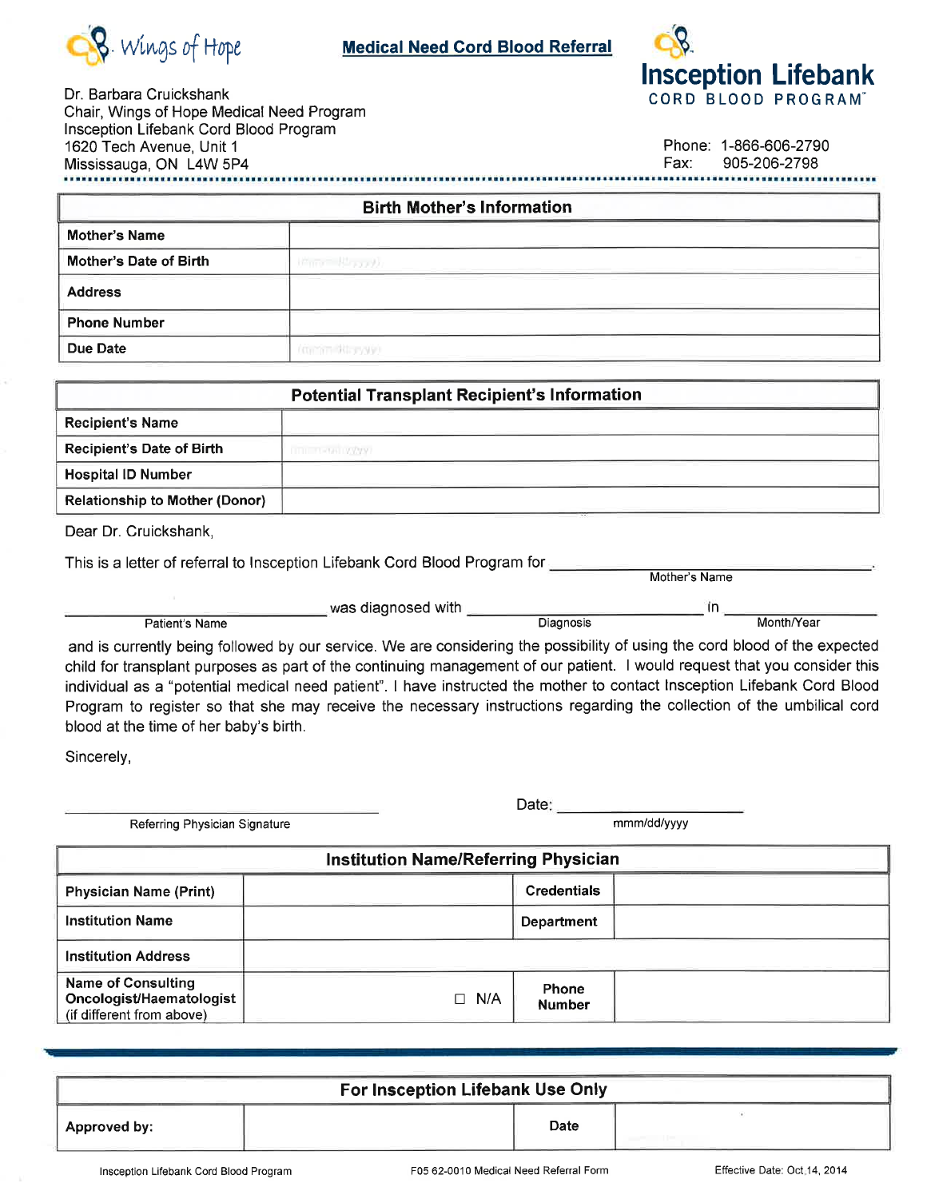Wings of Hope

**Medical Need Cord Blood Referral**

**Insception Lifebank**
CORD BLOOD PROGRAM

Dr. Barbara Cruickshank
Chair, Wings of Hope Medical Need Program
Insception Lifebank Cord Blood Program
1620 Tech Avenue, Unit 1
Mississauga, ON L4W 5P4

Phone: 1-866-606-2790
Fax: 905-206-2798

| **Birth Mother's Information** | |
|---|---|
| **Mother's Name** | |
| **Mother's Date of Birth** | (mmm/dd/yyyy) |
| **Address** | |
| **Phone Number** | |
| **Due Date** | (mmm/dd/yyyy) |

| **Potential Transplant Recipient's Information** | |
|---|---|
| **Recipient's Name** | |
| **Recipient's Date of Birth** | (mmm/dd/yyyy) |
| **Hospital ID Number** | |
| **Relationship to Mother (Donor)** | |

Dear Dr. Cruickshank,

This is a letter of referral to Insception Lifebank Cord Blood Program for ______________________________.
Mother's Name

______________________________ was diagnosed with ______________________________ in ________________
Patient's Name — Diagnosis — Month/Year

and is currently being followed by our service. We are considering the possibility of using the cord blood of the expected child for transplant purposes as part of the continuing management of our patient. I would request that you consider this individual as a "potential medical need patient". I have instructed the mother to contact Insception Lifebank Cord Blood Program to register so that she may receive the necessary instructions regarding the collection of the umbilical cord blood at the time of her baby's birth.

Sincerely,

______________________________ Date: ______________________
Referring Physician Signature — mmm/dd/yyyy

| **Institution Name/Referring Physician** | | | |
|---|---|---|---|
| **Physician Name (Print)** | | **Credentials** | |
| **Institution Name** | | **Department** | |
| **Institution Address** | | | |
| **Name of Consulting Oncologist/Haematologist** (if different from above) | ☐ N/A | **Phone Number** | |

| **For Inception Lifebank Use Only** | | | |
|---|---|---|---|
| **Approved by:** | | **Date** | |

Insception Lifebank Cord Blood Program — F05 62-0010 Medical Need Referral Form — Effective Date: Oct 14, 2014